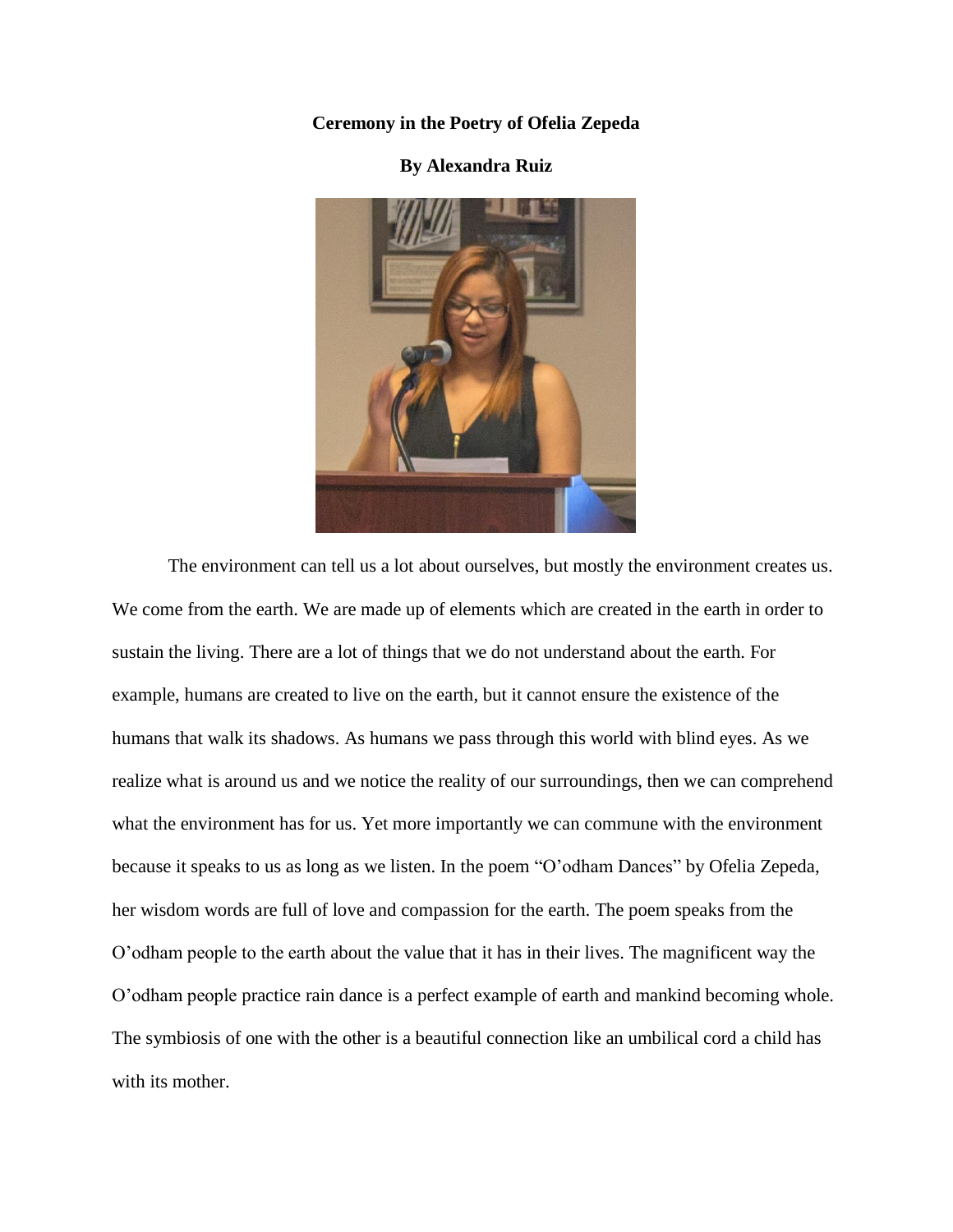# Ceremony in the Poetry of Ofelia Zepeda

**By Alexandra Ruiz**

The environment can tell us a lot about ourselves, but mostly the environment creates us. We come from the earth. We are made up of elements which are created in the earth in order to sustain the living. There are a lot of things that we do not understand about the earth. For example, humans are created to live on the earth, but it cannot ensure the existence of the humans that walk its shadows. As humans we pass through this world with blind eyes. As we realize what is around us and we notice the reality of our surroundings, then we can comprehend what the environment has for us. Yet more importantly we can commune with the environment because it speaks to us as long as we listen. In the poem "O'odham Dances" by Ofelia Zepeda, her wisdom words are full of love and compassion for the earth. The poem speaks from the O'odham people to the earth about the value that it has in their lives. The magnificent way the O'odham people practice rain dance is a perfect example of earth and mankind becoming whole. The symbiosis of one with the other is a beautiful connection like an umbilical cord a child has with its mother.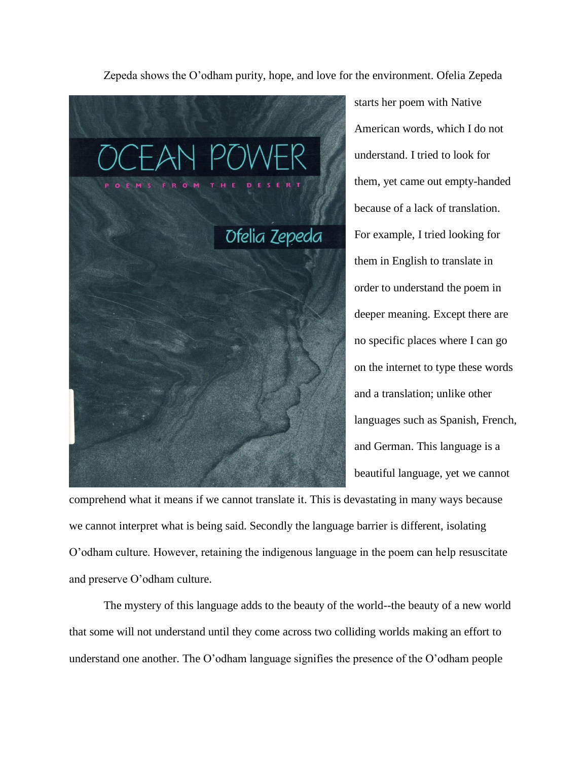Zepeda shows the O'odham purity, hope, and love for the environment. Ofelia Zepeda starts her poem with Native American words, which I do not understand. I tried to look for them, yet came out empty-handed because of a lack of translation. For example, I tried looking for them in English to translate in order to understand the poem in deeper meaning. Except there are no specific places where I can go on the internet to type these words and a translation; unlike other languages such as Spanish, French, and German. This language is a beautiful language, yet we cannot comprehend what it means if we cannot translate it. This is devastating in many ways because we cannot interpret what is being said. Secondly the language barrier is different, isolating O'odham culture. However, retaining the indigenous language in the poem can help resuscitate and preserve O'odham culture.

The mystery of this language adds to the beauty of the world--the beauty of a new world that some will not understand until they come across two colliding worlds making an effort to understand one another. The O'odham language signifies the presence of the O'odham people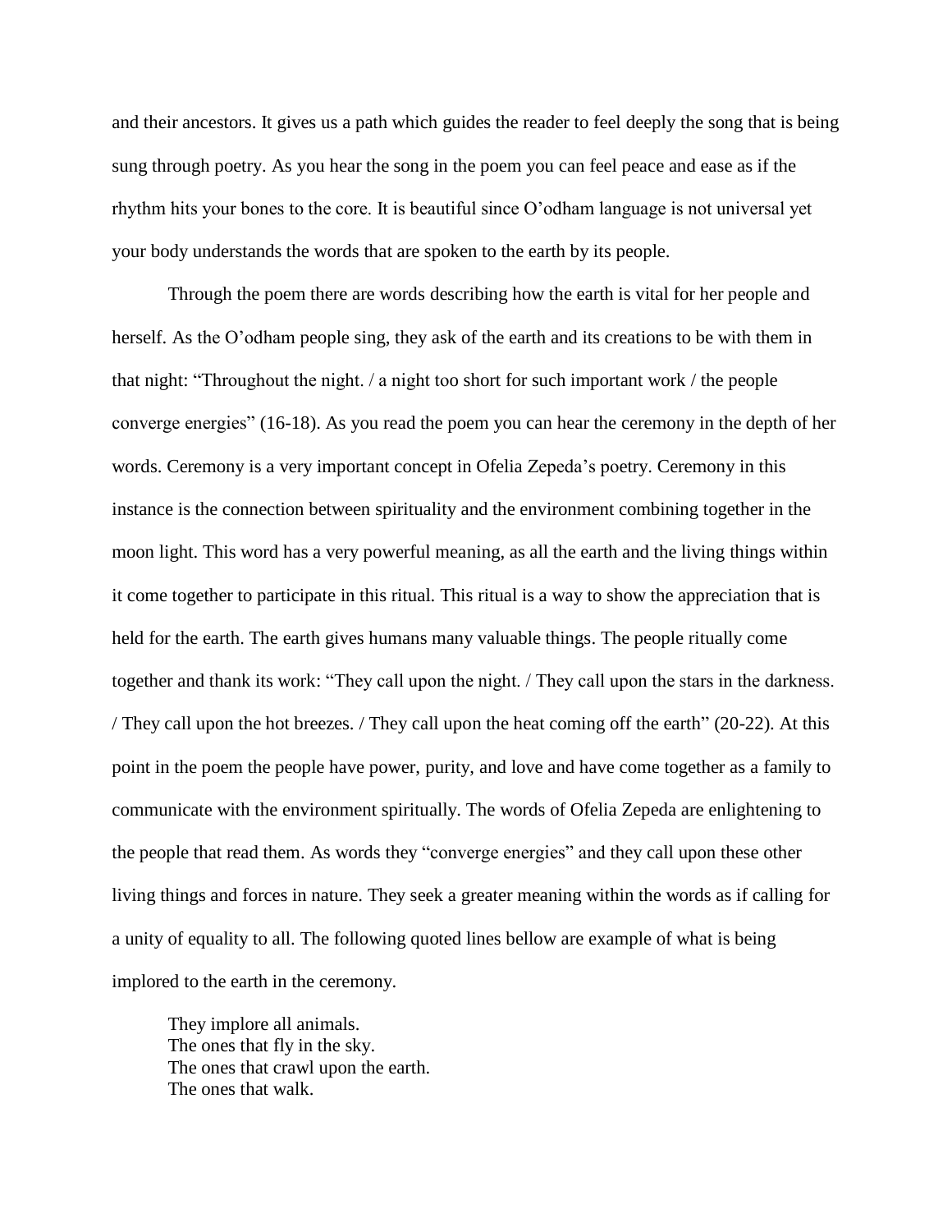and their ancestors. It gives us a path which guides the reader to feel deeply the song that is being sung through poetry. As you hear the song in the poem you can feel peace and ease as if the rhythm hits your bones to the core. It is beautiful since O'odham language is not universal yet your body understands the words that are spoken to the earth by its people.

Through the poem there are words describing how the earth is vital for her people and herself. As the O'odham people sing, they ask of the earth and its creations to be with them in that night: "Throughout the night. / a night too short for such important work / the people converge energies" (16-18). As you read the poem you can hear the ceremony in the depth of her words. Ceremony is a very important concept in Ofelia Zepeda's poetry. Ceremony in this instance is the connection between spirituality and the environment combining together in the moon light. This word has a very powerful meaning, as all the earth and the living things within it come together to participate in this ritual. This ritual is a way to show the appreciation that is held for the earth. The earth gives humans many valuable things. The people ritually come together and thank its work: "They call upon the night. / They call upon the stars in the darkness. / They call upon the hot breezes. / They call upon the heat coming off the earth" (20-22). At this point in the poem the people have power, purity, and love and have come together as a family to communicate with the environment spiritually. The words of Ofelia Zepeda are enlightening to the people that read them. As words they "converge energies" and they call upon these other living things and forces in nature. They seek a greater meaning within the words as if calling for a unity of equality to all. The following quoted lines bellow are example of what is being implored to the earth in the ceremony.

> They implore all animals.
> The ones that fly in the sky.
> The ones that crawl upon the earth.
> The ones that walk.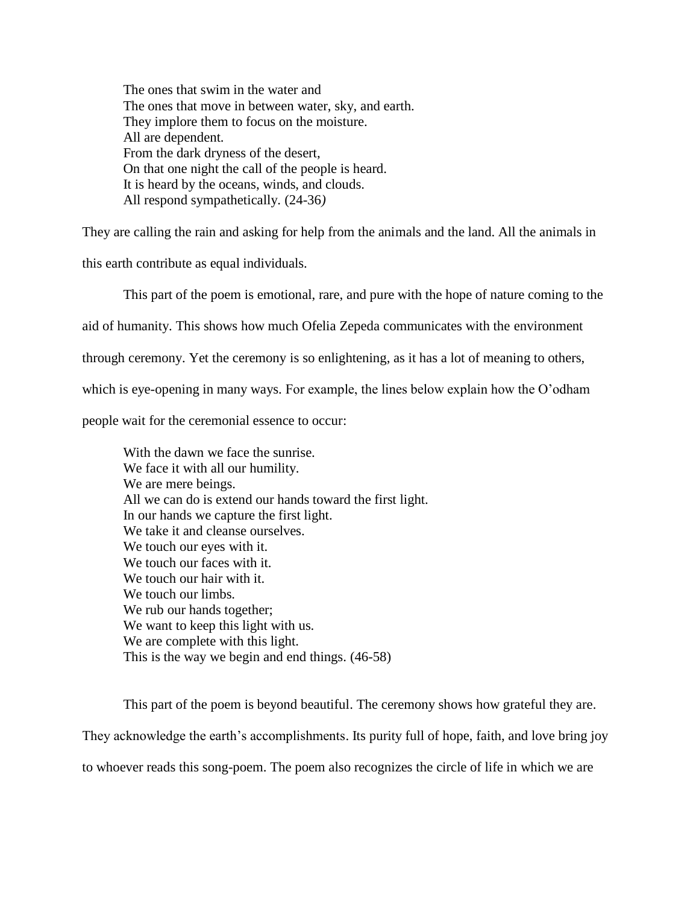> The ones that swim in the water and
> The ones that move in between water, sky, and earth.
> They implore them to focus on the moisture.
> All are dependent.
> From the dark dryness of the desert,
> On that one night the call of the people is heard.
> It is heard by the oceans, winds, and clouds.
> All respond sympathetically. (24-36*)*

They are calling the rain and asking for help from the animals and the land. All the animals in this earth contribute as equal individuals.

This part of the poem is emotional, rare, and pure with the hope of nature coming to the aid of humanity. This shows how much Ofelia Zepeda communicates with the environment through ceremony. Yet the ceremony is so enlightening, as it has a lot of meaning to others, which is eye-opening in many ways. For example, the lines below explain how the O'odham people wait for the ceremonial essence to occur:

> With the dawn we face the sunrise.
> We face it with all our humility.
> We are mere beings.
> All we can do is extend our hands toward the first light.
> In our hands we capture the first light.
> We take it and cleanse ourselves.
> We touch our eyes with it.
> We touch our faces with it.
> We touch our hair with it.
> We touch our limbs.
> We rub our hands together;
> We want to keep this light with us.
> We are complete with this light.
> This is the way we begin and end things. (46-58)

This part of the poem is beyond beautiful. The ceremony shows how grateful they are. They acknowledge the earth's accomplishments. Its purity full of hope, faith, and love bring joy to whoever reads this song-poem. The poem also recognizes the circle of life in which we are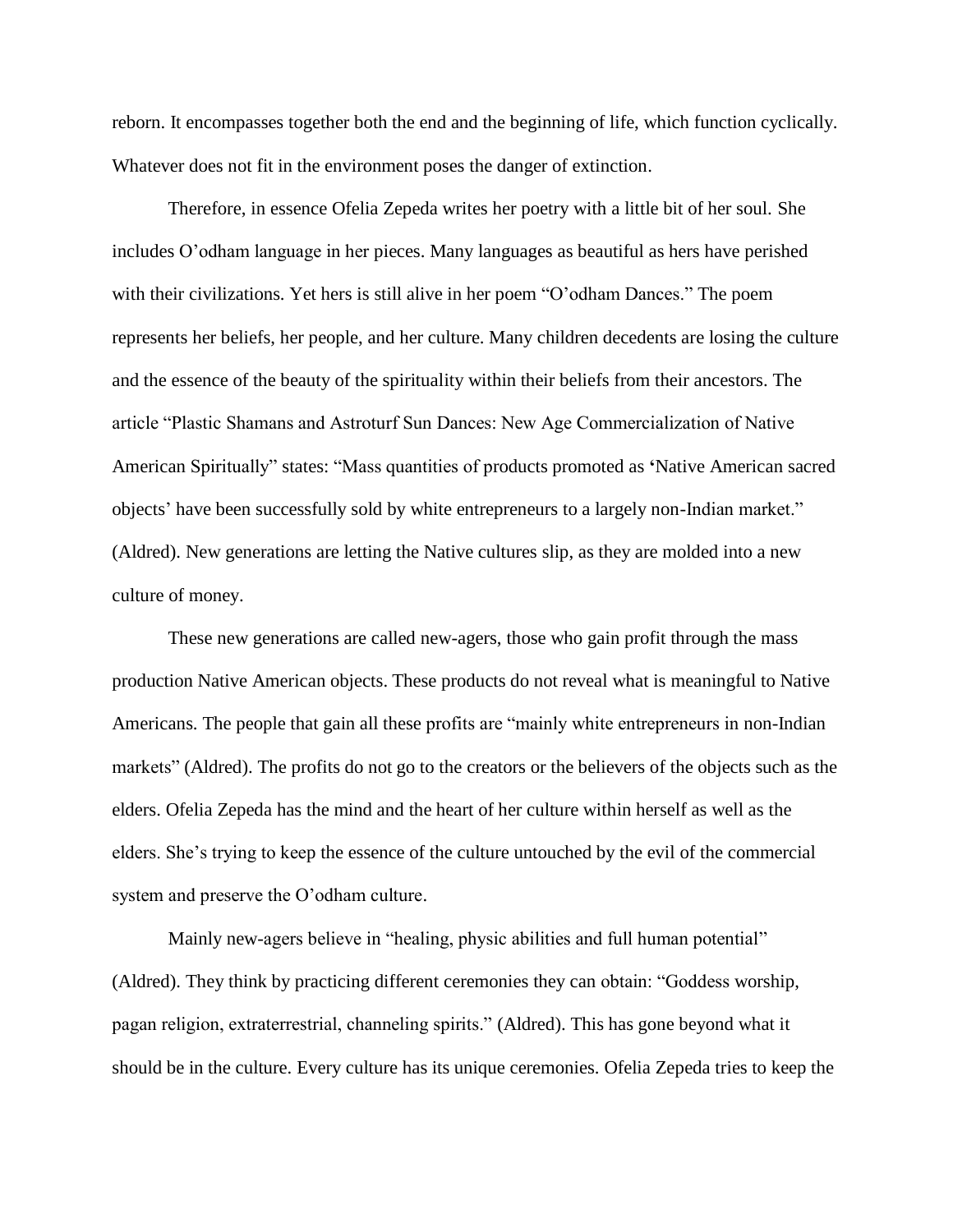reborn. It encompasses together both the end and the beginning of life, which function cyclically. Whatever does not fit in the environment poses the danger of extinction.

Therefore, in essence Ofelia Zepeda writes her poetry with a little bit of her soul. She includes O'odham language in her pieces. Many languages as beautiful as hers have perished with their civilizations. Yet hers is still alive in her poem "O'odham Dances." The poem represents her beliefs, her people, and her culture. Many children decedents are losing the culture and the essence of the beauty of the spirituality within their beliefs from their ancestors. The article "Plastic Shamans and Astroturf Sun Dances: New Age Commercialization of Native American Spiritually" states: "Mass quantities of products promoted as 'Native American sacred objects' have been successfully sold by white entrepreneurs to a largely non-Indian market." (Aldred). New generations are letting the Native cultures slip, as they are molded into a new culture of money.

These new generations are called new-agers, those who gain profit through the mass production Native American objects. These products do not reveal what is meaningful to Native Americans. The people that gain all these profits are "mainly white entrepreneurs in non-Indian markets" (Aldred). The profits do not go to the creators or the believers of the objects such as the elders. Ofelia Zepeda has the mind and the heart of her culture within herself as well as the elders. She's trying to keep the essence of the culture untouched by the evil of the commercial system and preserve the O'odham culture.

Mainly new-agers believe in "healing, physic abilities and full human potential" (Aldred). They think by practicing different ceremonies they can obtain: "Goddess worship, pagan religion, extraterrestrial, channeling spirits." (Aldred). This has gone beyond what it should be in the culture. Every culture has its unique ceremonies. Ofelia Zepeda tries to keep the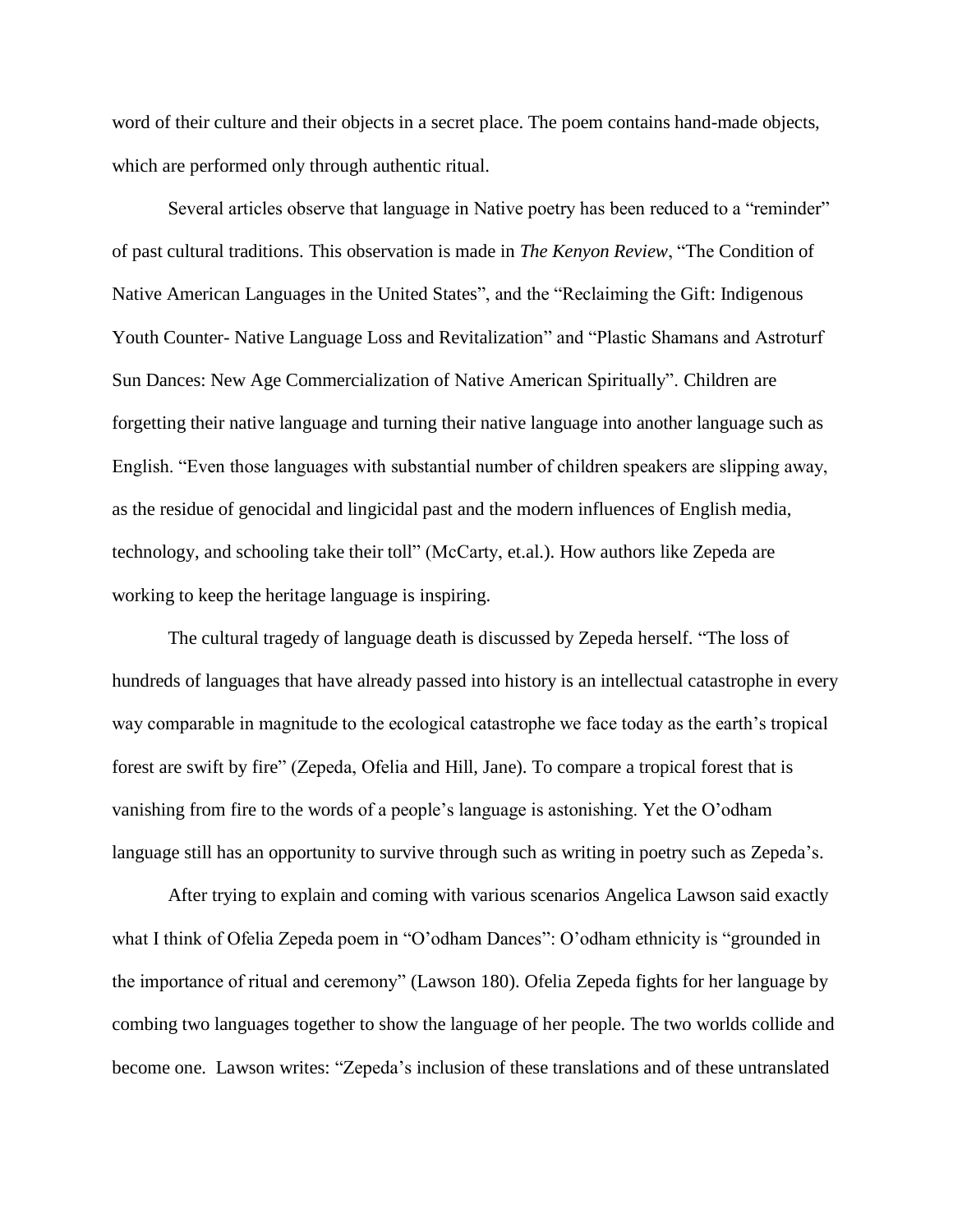word of their culture and their objects in a secret place. The poem contains hand-made objects, which are performed only through authentic ritual.

Several articles observe that language in Native poetry has been reduced to a "reminder" of past cultural traditions. This observation is made in *The Kenyon Review*, "The Condition of Native American Languages in the United States", and the "Reclaiming the Gift: Indigenous Youth Counter- Native Language Loss and Revitalization" and "Plastic Shamans and Astroturf Sun Dances: New Age Commercialization of Native American Spiritually". Children are forgetting their native language and turning their native language into another language such as English. "Even those languages with substantial number of children speakers are slipping away, as the residue of genocidal and lingicidal past and the modern influences of English media, technology, and schooling take their toll" (McCarty, et.al.). How authors like Zepeda are working to keep the heritage language is inspiring.

The cultural tragedy of language death is discussed by Zepeda herself. "The loss of hundreds of languages that have already passed into history is an intellectual catastrophe in every way comparable in magnitude to the ecological catastrophe we face today as the earth's tropical forest are swift by fire" (Zepeda, Ofelia and Hill, Jane). To compare a tropical forest that is vanishing from fire to the words of a people's language is astonishing. Yet the O'odham language still has an opportunity to survive through such as writing in poetry such as Zepeda's.

After trying to explain and coming with various scenarios Angelica Lawson said exactly what I think of Ofelia Zepeda poem in "O'odham Dances": O'odham ethnicity is "grounded in the importance of ritual and ceremony" (Lawson 180). Ofelia Zepeda fights for her language by combing two languages together to show the language of her people. The two worlds collide and become one. Lawson writes: "Zepeda's inclusion of these translations and of these untranslated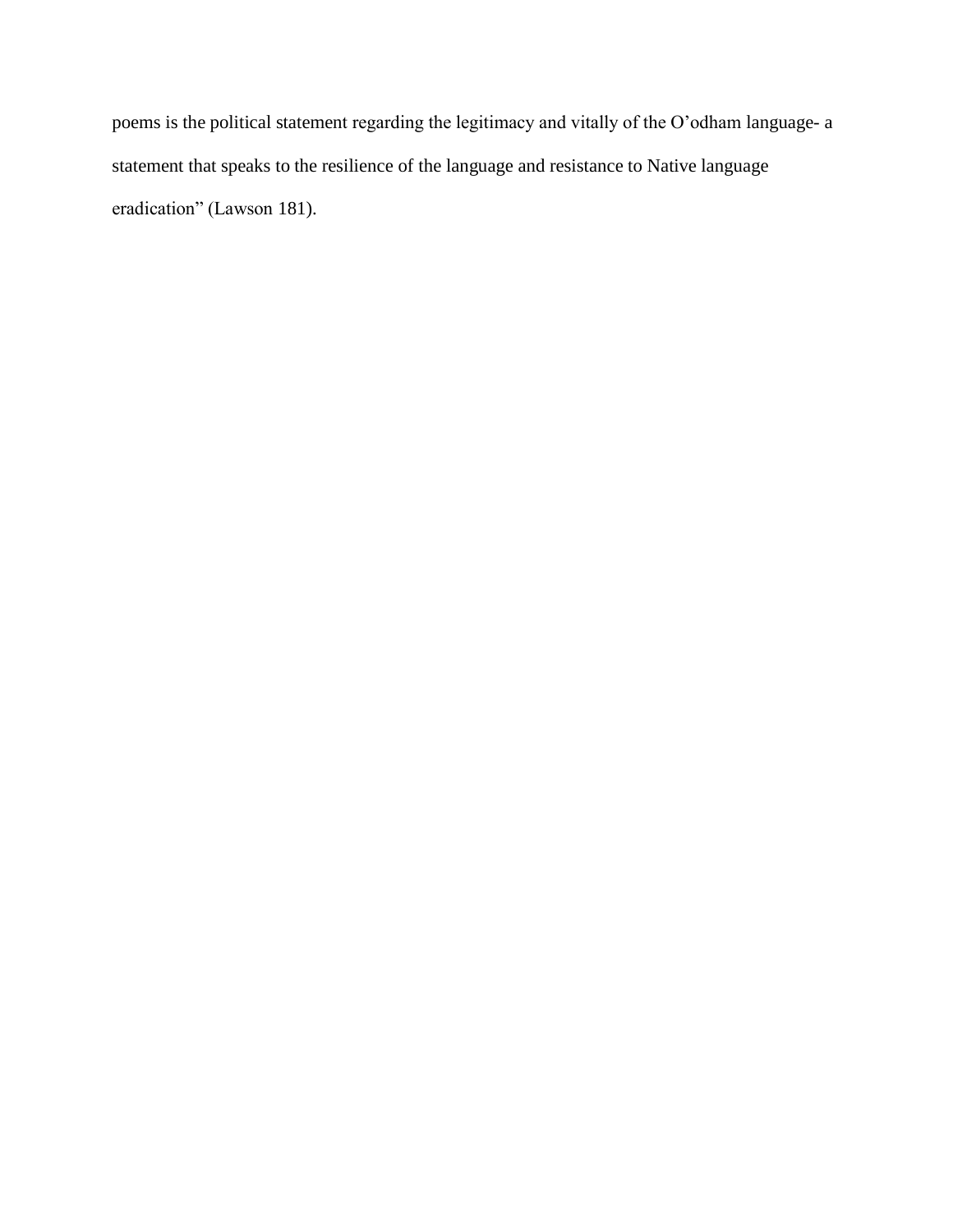poems is the political statement regarding the legitimacy and vitally of the O'odham language- a statement that speaks to the resilience of the language and resistance to Native language eradication" (Lawson 181).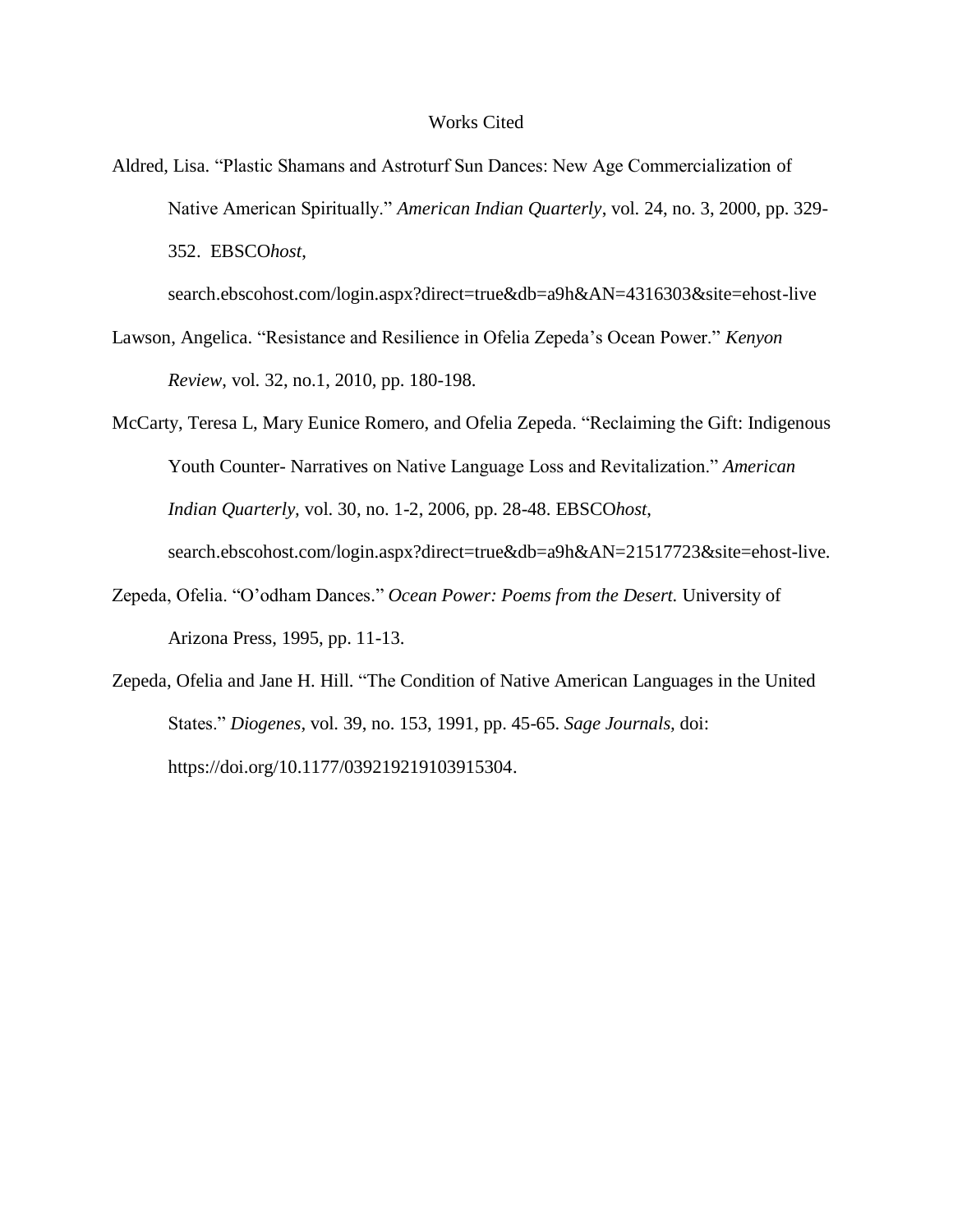# Works Cited

Aldred, Lisa. "Plastic Shamans and Astroturf Sun Dances: New Age Commercialization of Native American Spiritually." *American Indian Quarterly*, vol. 24, no. 3, 2000, pp. 329-352. EBSCO*host*, search.ebscohost.com/login.aspx?direct=true&db=a9h&AN=4316303&site=ehost-live

Lawson, Angelica. "Resistance and Resilience in Ofelia Zepeda's Ocean Power." *Kenyon Review*, vol. 32, no.1, 2010, pp. 180-198.

McCarty, Teresa L, Mary Eunice Romero, and Ofelia Zepeda. "Reclaiming the Gift: Indigenous Youth Counter- Narratives on Native Language Loss and Revitalization." *American Indian Quarterly,* vol. 30, no. 1-2, 2006, pp. 28-48. EBSCO*host*, search.ebscohost.com/login.aspx?direct=true&db=a9h&AN=21517723&site=ehost-live.

Zepeda, Ofelia. "O'odham Dances." *Ocean Power: Poems from the Desert.* University of Arizona Press, 1995, pp. 11-13.

Zepeda, Ofelia and Jane H. Hill. "The Condition of Native American Languages in the United States." *Diogenes,* vol. 39, no. 153, 1991, pp. 45-65. *Sage Journals,* doi: https://doi.org/10.1177/039219219103915304.